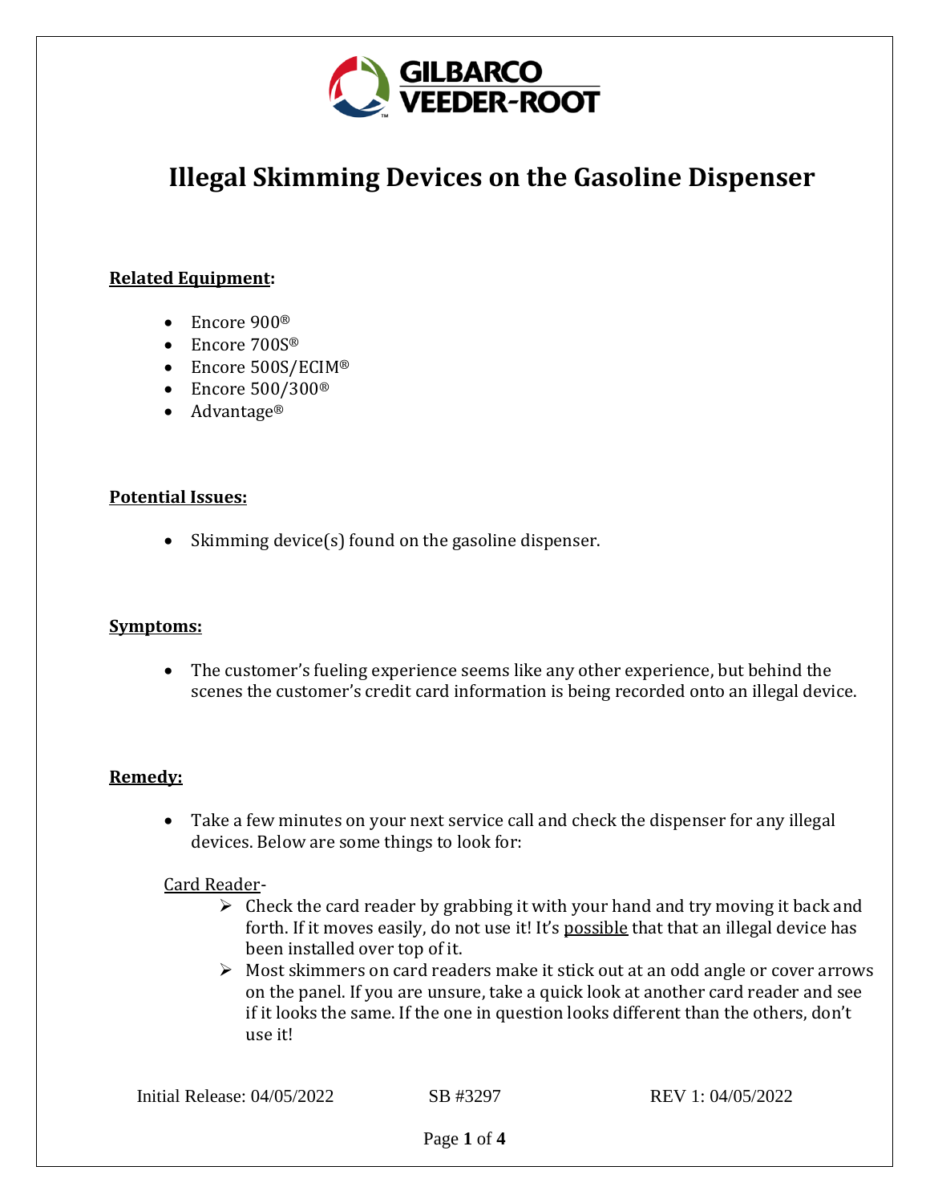# Illegal Skimming Devices on the Gasoline Dispenser

**Related Equipment:**

- Encore 900®
- Encore 700S®
- Encore 500S/ECIM®
- Encore 500/300®
- Advantage®

**Potential Issues:**

- Skimming device(s) found on the gasoline dispenser.

**Symptoms:**

- The customer's fueling experience seems like any other experience, but behind the scenes the customer's credit card information is being recorded onto an illegal device.

**Remedy:**

- Take a few minutes on your next service call and check the dispenser for any illegal devices. Below are some things to look for:

Card Reader-

- Check the card reader by grabbing it with your hand and try moving it back and forth. If it moves easily, do not use it! It's possible that that an illegal device has been installed over top of it.
- Most skimmers on card readers make it stick out at an odd angle or cover arrows on the panel. If you are unsure, take a quick look at another card reader and see if it looks the same. If the one in question looks different than the others, don't use it!

Initial Release: 04/05/2022 SB #3297 REV 1: 04/05/2022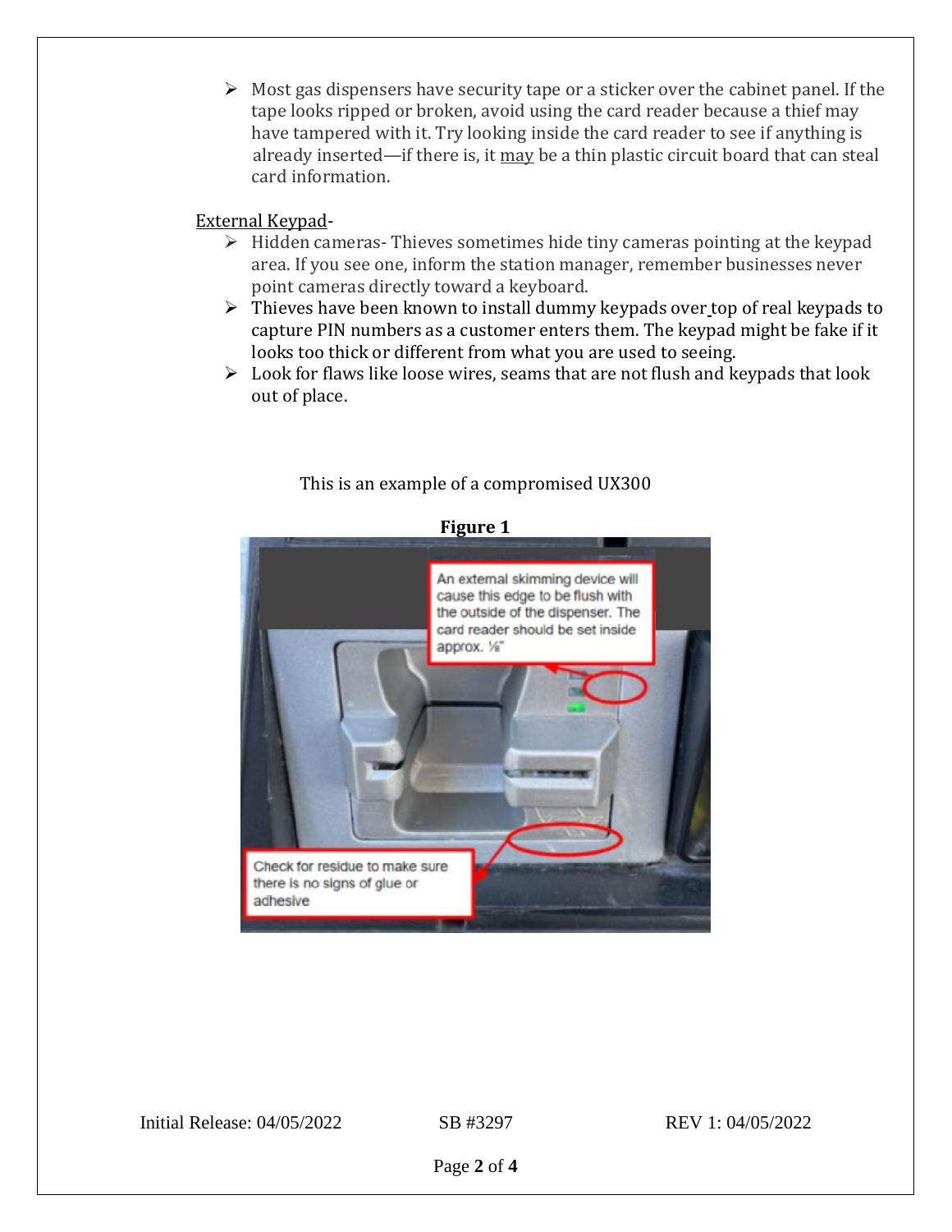- Most gas dispensers have security tape or a sticker over the cabinet panel. If the tape looks ripped or broken, avoid using the card reader because a thief may have tampered with it. Try looking inside the card reader to see if anything is already inserted—if there is, it <u>may</u> be a thin plastic circuit board that can steal card information.

<u>External Keypad</u>-

- Hidden cameras- Thieves sometimes hide tiny cameras pointing at the keypad area. If you see one, inform the station manager, remember businesses never point cameras directly toward a keyboard.
- Thieves have been known to install dummy keypads over top of real keypads to capture PIN numbers as a customer enters them. The keypad might be fake if it looks too thick or different from what you are used to seeing.
- Look for flaws like loose wires, seams that are not flush and keypads that look out of place.

This is an example of a compromised UX300

**Figure 1**

An external skimming device will cause this edge to be flush with the outside of the dispenser. The card reader should be set inside approx. ⅛"

Check for residue to make sure there is no signs of glue or adhesive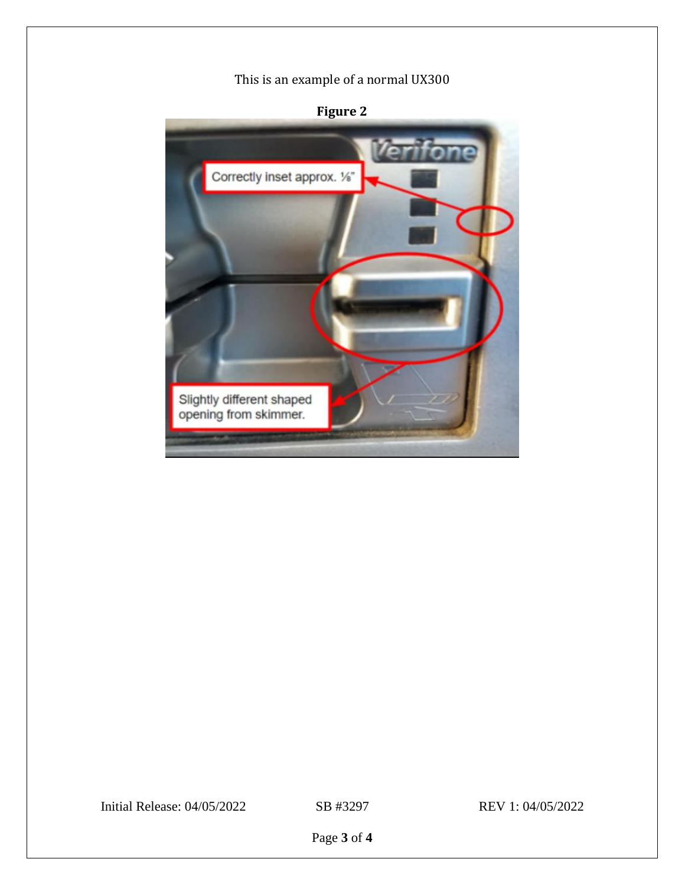This is an example of a normal UX300

**Figure 2**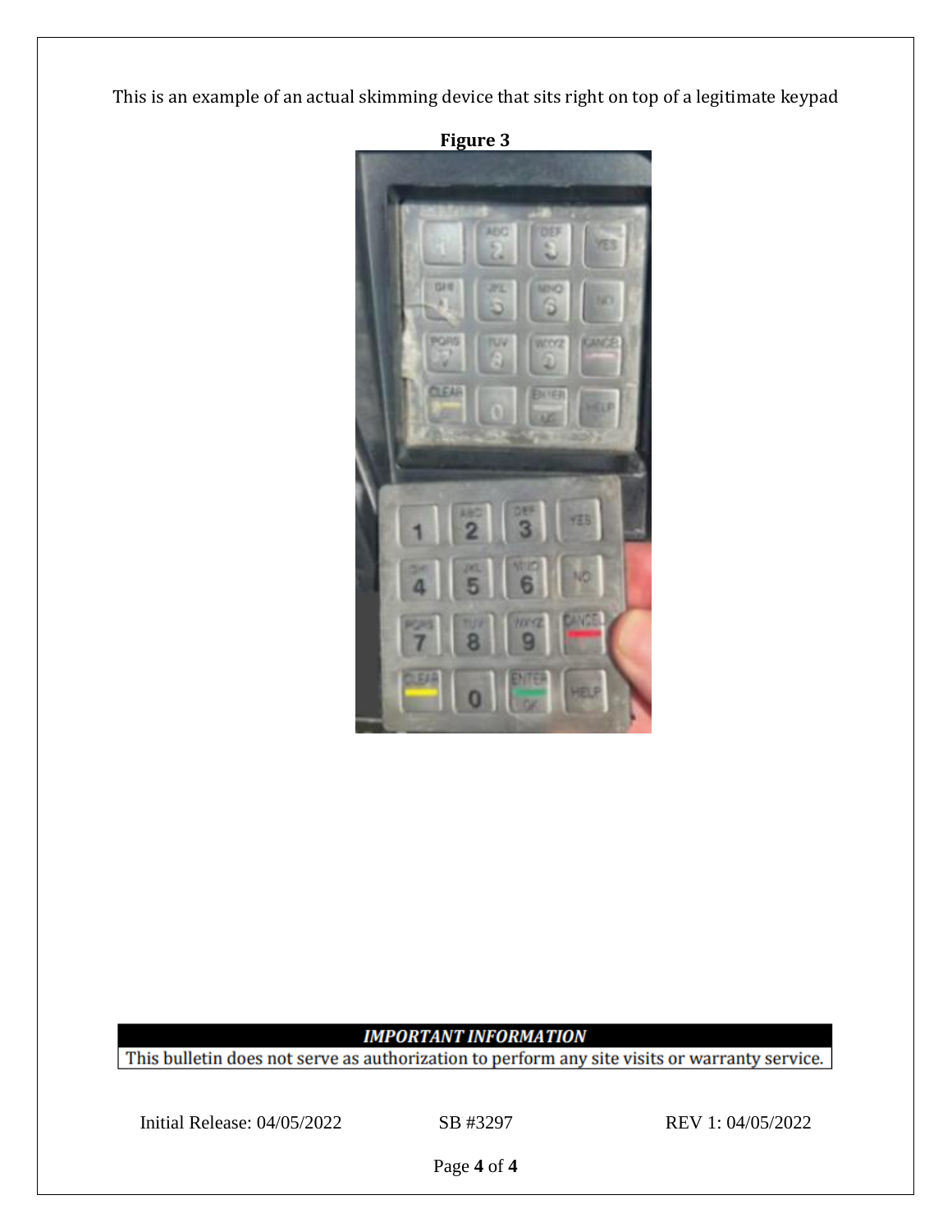This is an example of an actual skimming device that sits right on top of a legitimate keypad

**Figure 3**

***IMPORTANT INFORMATION***

This bulletin does not serve as authorization to perform any site visits or warranty service.

Initial Release: 04/05/2022 SB #3297 REV 1: 04/05/2022